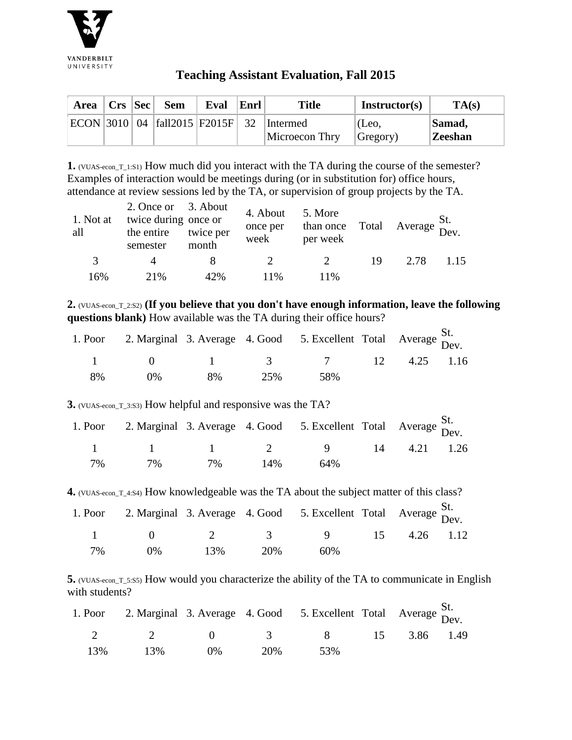VANDERBILT UNIVERSITY

# Teaching Assistant Evaluation, Fall 2015

| Area | Crs | Sec | Sem | Eval | Enrl | Title | Instructor(s) | TA(s) |
|---|---|---|---|---|---|---|---|---|
| ECON | 3010 | 04 | fall2015 | F2015F | 32 | Intermed Microecon Thry | (Leo, Gregory) | **Samad, Zeeshan** |

**1.** (VUAS-econ_T_1:S1) How much did you interact with the TA during the course of the semester? Examples of interaction would be meetings during (or in substitution for) office hours, attendance at review sessions led by the TA, or supervision of group projects by the TA.

| 1. Not at all | 2. Once or twice during the entire semester | 3. About once or twice per month | 4. About once per week | 5. More than once per week | Total | Average | St. Dev. |
|---|---|---|---|---|---|---|---|
| 3 | 4 | 8 | 2 | 2 | 19 | 2.78 | 1.15 |
| 16% | 21% | 42% | 11% | 11% | | | |

**2.** (VUAS-econ_T_2:S2) **(If you believe that you don't have enough information, leave the following questions blank)** How available was the TA during their office hours?

| 1. Poor | 2. Marginal | 3. Average | 4. Good | 5. Excellent | Total | Average | St. Dev. |
|---|---|---|---|---|---|---|---|
| 1 | 0 | 1 | 3 | 7 | 12 | 4.25 | 1.16 |
| 8% | 0% | 8% | 25% | 58% | | | |

**3.** (VUAS-econ_T_3:S3) How helpful and responsive was the TA?

| 1. Poor | 2. Marginal | 3. Average | 4. Good | 5. Excellent | Total | Average | St. Dev. |
|---|---|---|---|---|---|---|---|
| 1 | 1 | 1 | 2 | 9 | 14 | 4.21 | 1.26 |
| 7% | 7% | 7% | 14% | 64% | | | |

**4.** (VUAS-econ_T_4:S4) How knowledgeable was the TA about the subject matter of this class?

| 1. Poor | 2. Marginal | 3. Average | 4. Good | 5. Excellent | Total | Average | St. Dev. |
|---|---|---|---|---|---|---|---|
| 1 | 0 | 2 | 3 | 9 | 15 | 4.26 | 1.12 |
| 7% | 0% | 13% | 20% | 60% | | | |

**5.** (VUAS-econ_T_5:S5) How would you characterize the ability of the TA to communicate in English with students?

| 1. Poor | 2. Marginal | 3. Average | 4. Good | 5. Excellent | Total | Average | St. Dev. |
|---|---|---|---|---|---|---|---|
| 2 | 2 | 0 | 3 | 8 | 15 | 3.86 | 1.49 |
| 13% | 13% | 0% | 20% | 53% | | | |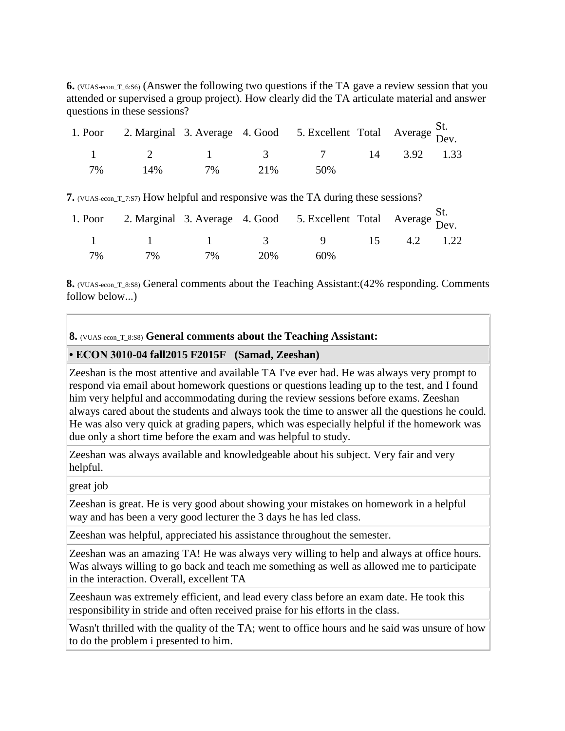**6.** (VUAS-econ_T_6:S6) (Answer the following two questions if the TA gave a review session that you attended or supervised a group project). How clearly did the TA articulate material and answer questions in these sessions?

| 1. Poor | 2. Marginal | 3. Average | 4. Good | 5. Excellent | Total | Average | St. Dev. |
|---|---|---|---|---|---|---|---|
| 1 | 2 | 1 | 3 | 7 | 14 | 3.92 | 1.33 |
| 7% | 14% | 7% | 21% | 50% | | | |

**7.** (VUAS-econ_T_7:S7) How helpful and responsive was the TA during these sessions?

| 1. Poor | 2. Marginal | 3. Average | 4. Good | 5. Excellent | Total | Average | St. Dev. |
|---|---|---|---|---|---|---|---|
| 1 | 1 | 1 | 3 | 9 | 15 | 4.2 | 1.22 |
| 7% | 7% | 7% | 20% | 60% | | | |

**8.** (VUAS-econ_T_8:S8) General comments about the Teaching Assistant:(42% responding. Comments follow below...)

| **8.** (VUAS-econ_T_8:S8) **General comments about the Teaching Assistant:** |
|---|
| **• ECON 3010-04 fall2015 F2015F (Samad, Zeeshan)** |
| Zeeshan is the most attentive and available TA I've ever had. He was always very prompt to respond via email about homework questions or questions leading up to the test, and I found him very helpful and accommodating during the review sessions before exams. Zeeshan always cared about the students and always took the time to answer all the questions he could. He was also very quick at grading papers, which was especially helpful if the homework was due only a short time before the exam and was helpful to study. |
| Zeeshan was always available and knowledgeable about his subject. Very fair and very helpful. |
| great job |
| Zeeshan is great. He is very good about showing your mistakes on homework in a helpful way and has been a very good lecturer the 3 days he has led class. |
| Zeeshan was helpful, appreciated his assistance throughout the semester. |
| Zeeshan was an amazing TA! He was always very willing to help and always at office hours. Was always willing to go back and teach me something as well as allowed me to participate in the interaction. Overall, excellent TA |
| Zeeshaun was extremely efficient, and lead every class before an exam date. He took this responsibility in stride and often received praise for his efforts in the class. |
| Wasn't thrilled with the quality of the TA; went to office hours and he said was unsure of how to do the problem i presented to him. |